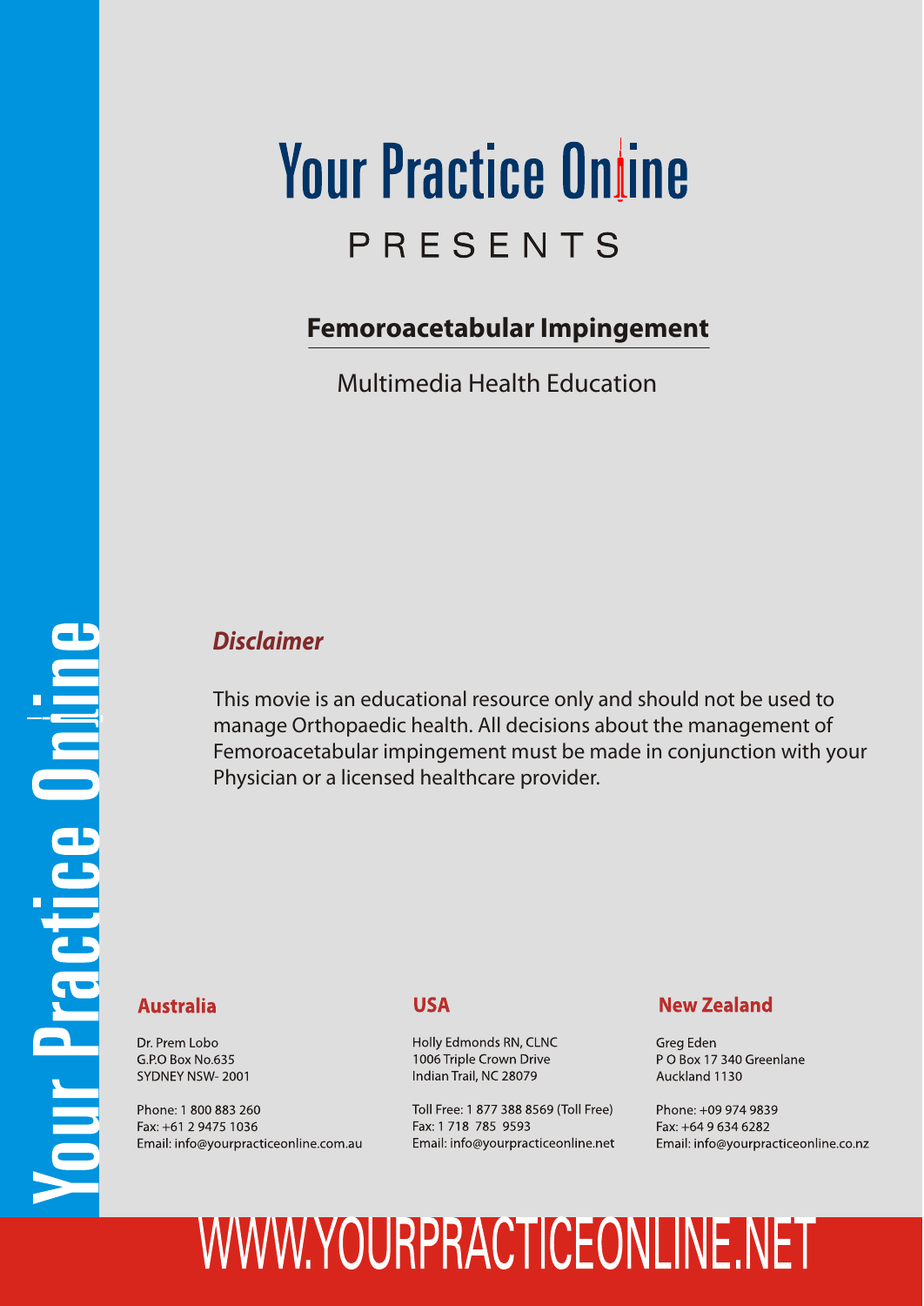# Your Practice Online

PRESENTS

## Femoroacetabular Impingement

Multimedia Health Education

### *Disclaimer*

This movie is an educational resource only and should not be used to manage Orthopaedic health. All decisions about the management of Femoroacetabular impingement must be made in conjunction with your Physician or a licensed healthcare provider.

**Australia**

Dr. Prem Lobo
G.P.O Box No.635
SYDNEY NSW- 2001

Phone: 1 800 883 260
Fax: +61 2 9475 1036
Email: info@yourpracticeonline.com.au

**USA**

Holly Edmonds RN, CLNC
1006 Triple Crown Drive
Indian Trail, NC 28079

Toll Free: 1 877 388 8569 (Toll Free)
Fax: 1 718 785 9593
Email: info@yourpracticeonline.net

**New Zealand**

Greg Eden
P O Box 17 340 Greenlane
Auckland 1130

Phone: +09 974 9839
Fax: +64 9 634 6282
Email: info@yourpracticeonline.co.nz

WWW.YOURPRACTICEONLINE.NET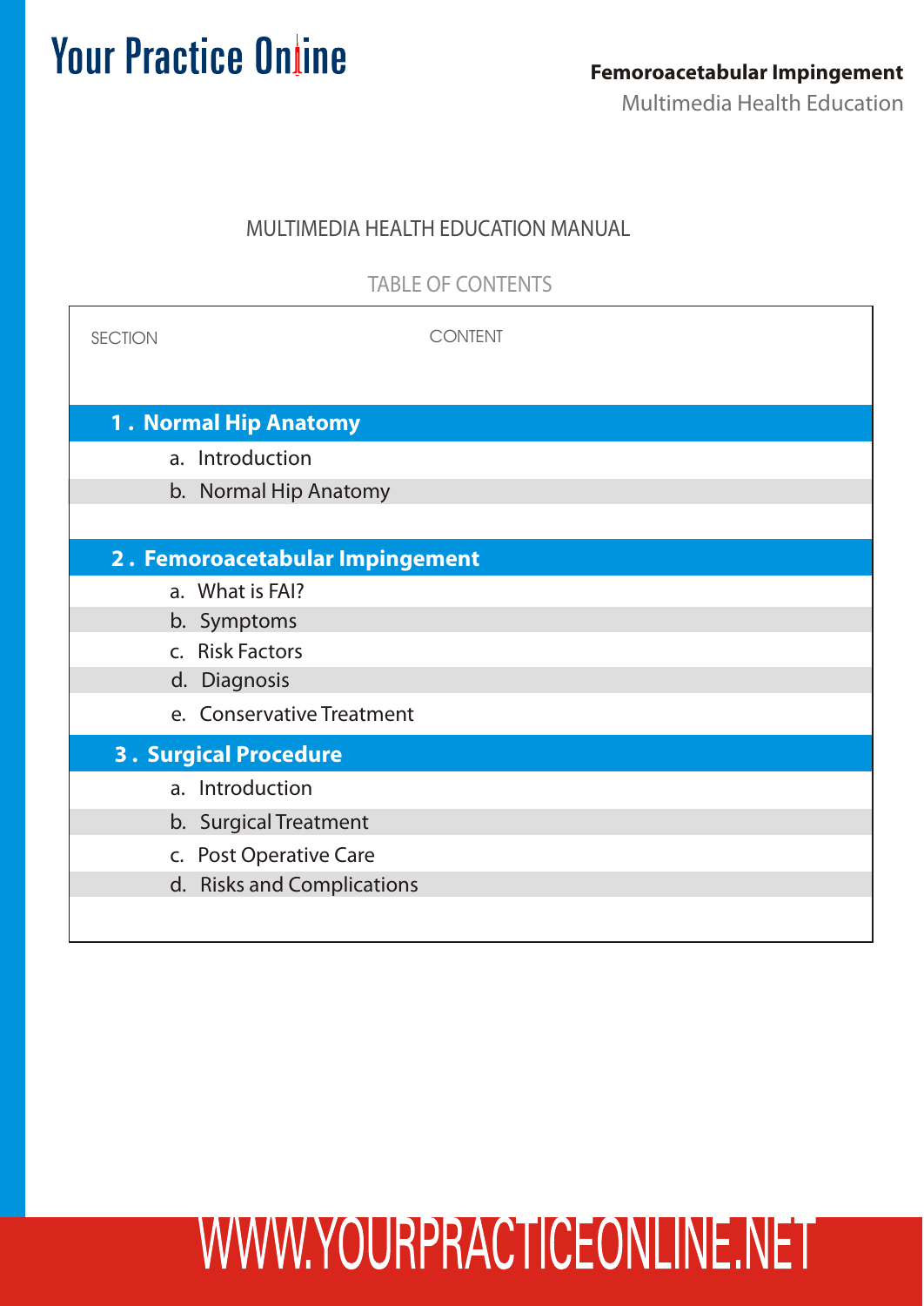# MULTIMEDIA HEALTH EDUCATION MANUAL

## TABLE OF CONTENTS

| SECTION | CONTENT |
|---|---|
| **1 . Normal Hip Anatomy** | |
| | a. Introduction |
| | b. Normal Hip Anatomy |
| **2 . Femoroacetabular Impingement** | |
| | a. What is FAI? |
| | b. Symptoms |
| | c. Risk Factors |
| | d. Diagnosis |
| | e. Conservative Treatment |
| **3 . Surgical Procedure** | |
| | a. Introduction |
| | b. Surgical Treatment |
| | c. Post Operative Care |
| | d. Risks and Complications |

WWW.YOURPRACTICEONLINE.NET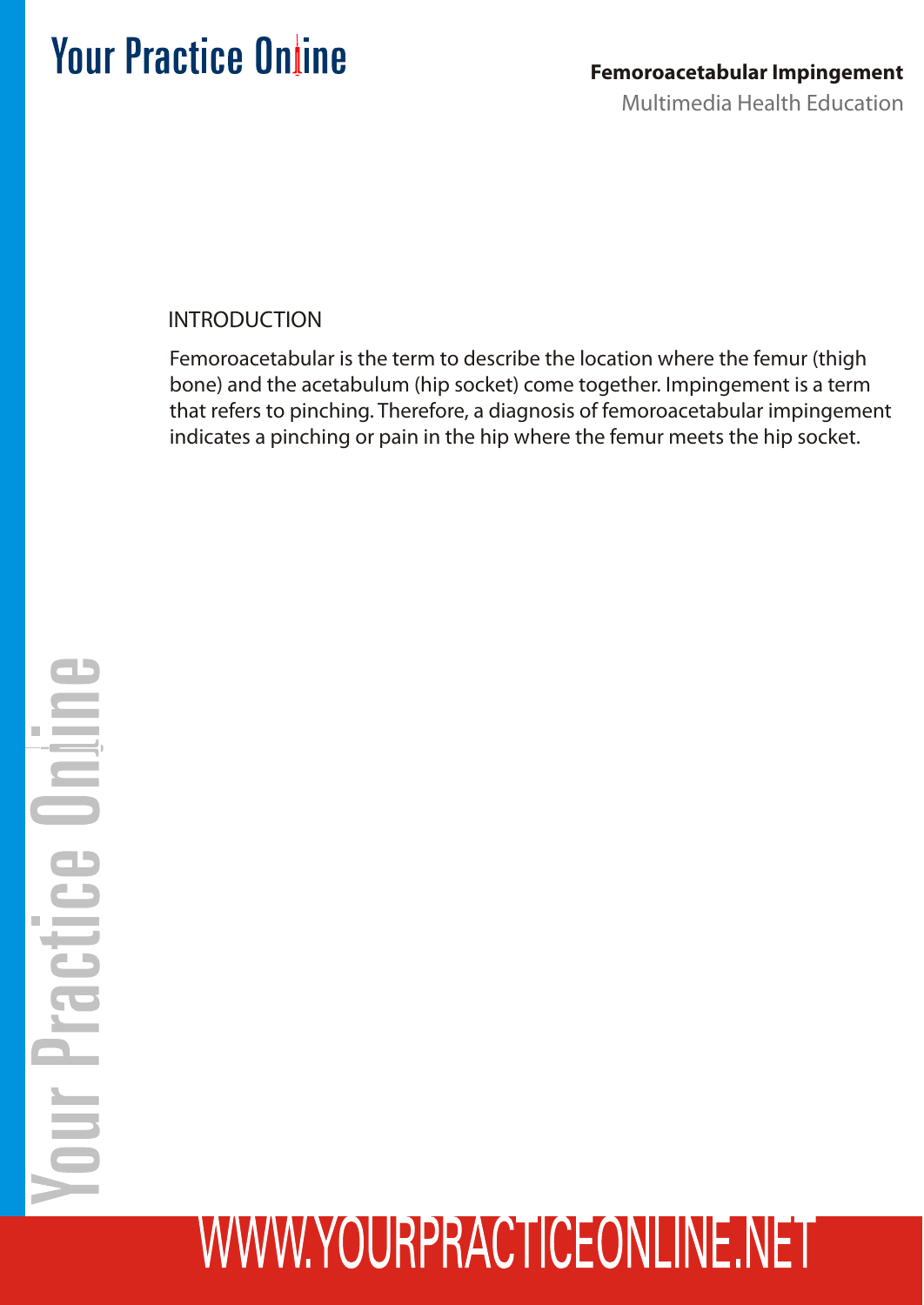## INTRODUCTION

Femoroacetabular is the term to describe the location where the femur (thigh bone) and the acetabulum (hip socket) come together. Impingement is a term that refers to pinching. Therefore, a diagnosis of femoroacetabular impingement indicates a pinching or pain in the hip where the femur meets the hip socket.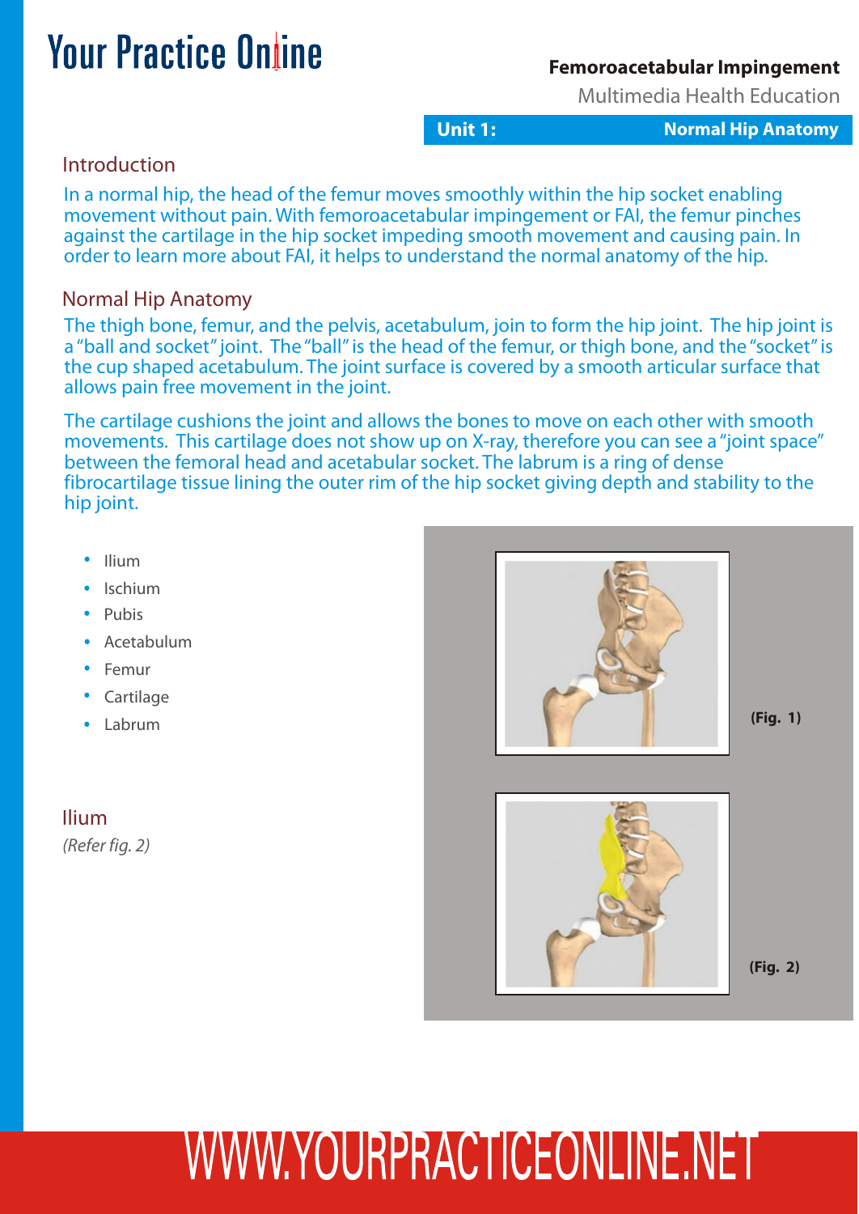## Introduction

In a normal hip, the head of the femur moves smoothly within the hip socket enabling movement without pain. With femoroacetabular impingement or FAI, the femur pinches against the cartilage in the hip socket impeding smooth movement and causing pain. In order to learn more about FAI, it helps to understand the normal anatomy of the hip.

## Normal Hip Anatomy

The thigh bone, femur, and the pelvis, acetabulum, join to form the hip joint. The hip joint is a "ball and socket" joint. The "ball" is the head of the femur, or thigh bone, and the "socket" is the cup shaped acetabulum. The joint surface is covered by a smooth articular surface that allows pain free movement in the joint.

The cartilage cushions the joint and allows the bones to move on each other with smooth movements. This cartilage does not show up on X-ray, therefore you can see a "joint space" between the femoral head and acetabular socket. The labrum is a ring of dense fibrocartilage tissue lining the outer rim of the hip socket giving depth and stability to the hip joint.

- Ilium
- Ischium
- Pubis
- Acetabulum
- Femur
- Cartilage
- Labrum

(Fig. 1)

## Ilium

*(Refer fig. 2)*

(Fig. 2)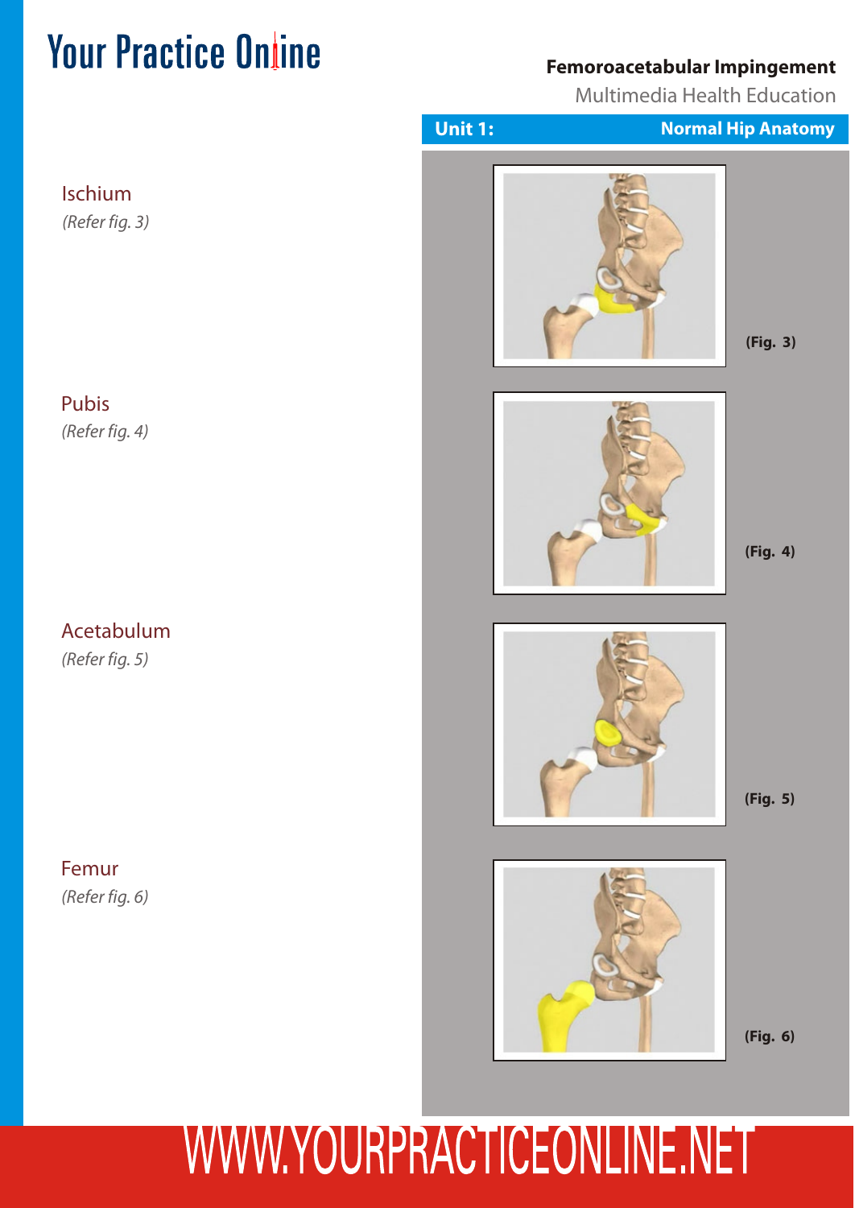## Unit 1: Normal Hip Anatomy

Ischium
*(Refer fig. 3)*

(Fig. 3)

Pubis
*(Refer fig. 4)*

(Fig. 4)

Acetabulum
*(Refer fig. 5)*

(Fig. 5)

Femur
*(Refer fig. 6)*

(Fig. 6)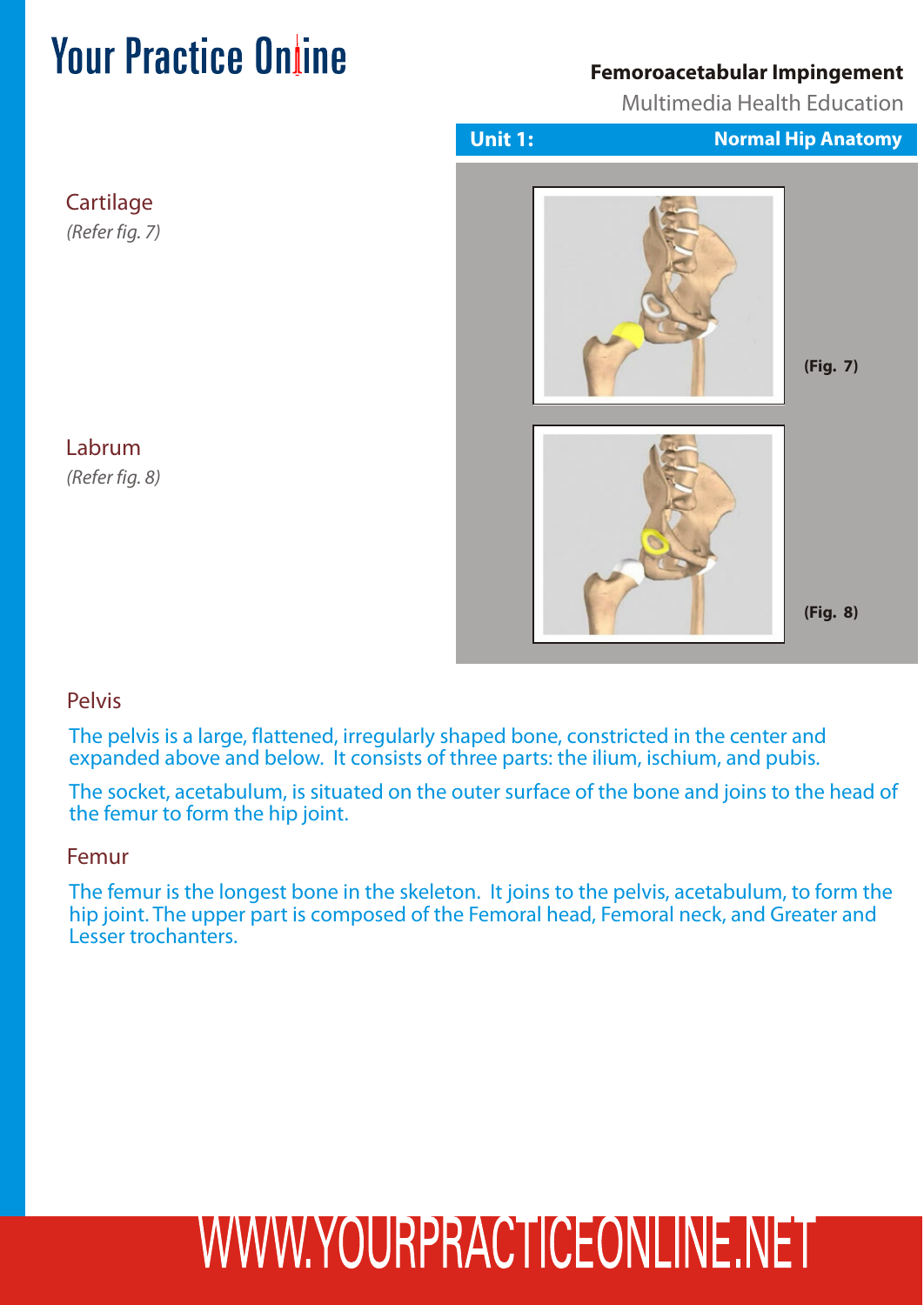### Unit 1: Normal Hip Anatomy

### Cartilage

*(Refer fig. 7)*

**(Fig. 7)**

### Labrum

*(Refer fig. 8)*

**(Fig. 8)**

### Pelvis

The pelvis is a large, flattened, irregularly shaped bone, constricted in the center and expanded above and below. It consists of three parts: the ilium, ischium, and pubis.

The socket, acetabulum, is situated on the outer surface of the bone and joins to the head of the femur to form the hip joint.

### Femur

The femur is the longest bone in the skeleton. It joins to the pelvis, acetabulum, to form the hip joint. The upper part is composed of the Femoral head, Femoral neck, and Greater and Lesser trochanters.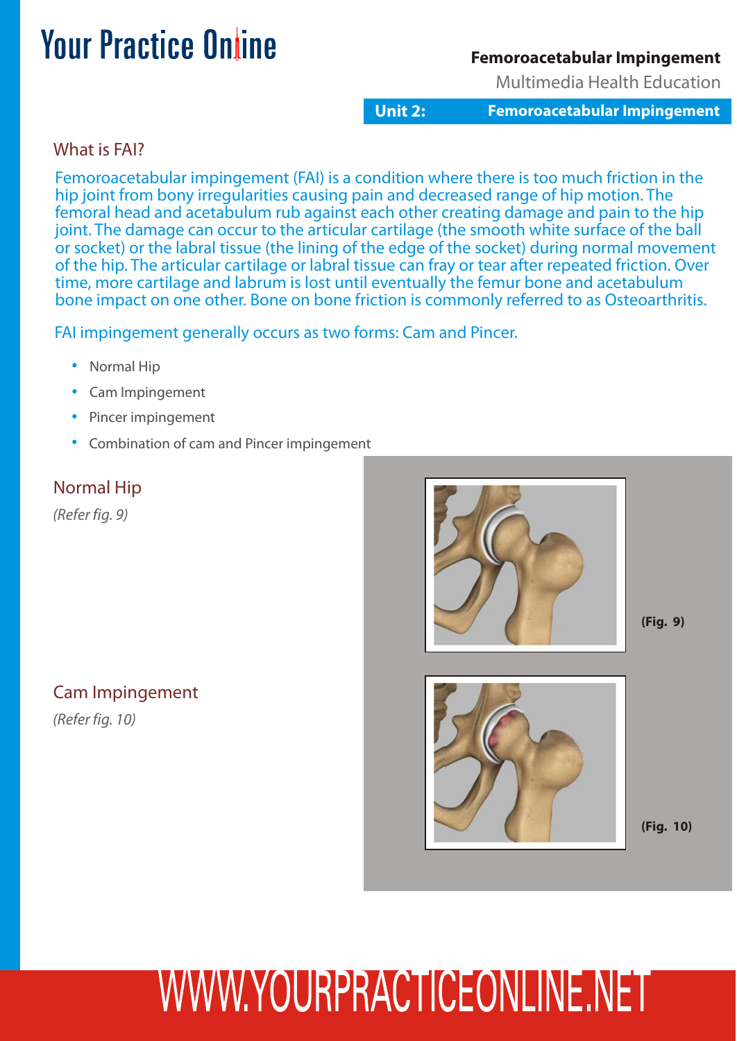## What is FAI?

Femoroacetabular impingement (FAI) is a condition where there is too much friction in the hip joint from bony irregularities causing pain and decreased range of hip motion. The femoral head and acetabulum rub against each other creating damage and pain to the hip joint. The damage can occur to the articular cartilage (the smooth white surface of the ball or socket) or the labral tissue (the lining of the edge of the socket) during normal movement of the hip. The articular cartilage or labral tissue can fray or tear after repeated friction. Over time, more cartilage and labrum is lost until eventually the femur bone and acetabulum bone impact on one other. Bone on bone friction is commonly referred to as Osteoarthritis.

FAI impingement generally occurs as two forms: Cam and Pincer.

- Normal Hip
- Cam Impingement
- Pincer impingement
- Combination of cam and Pincer impingement

### Normal Hip

*(Refer fig. 9)*

**(Fig. 9)**

### Cam Impingement

*(Refer fig. 10)*

**(Fig. 10)**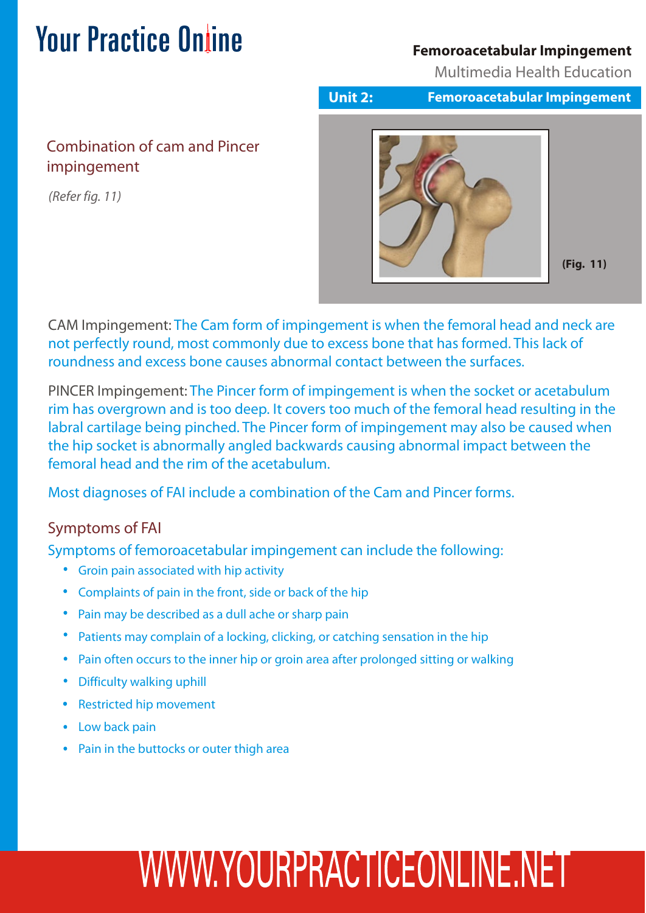## Combination of cam and Pincer impingement

*(Refer fig. 11)*

(Fig. 11)

CAM Impingement: The Cam form of impingement is when the femoral head and neck are not perfectly round, most commonly due to excess bone that has formed. This lack of roundness and excess bone causes abnormal contact between the surfaces.

PINCER Impingement: The Pincer form of impingement is when the socket or acetabulum rim has overgrown and is too deep. It covers too much of the femoral head resulting in the labral cartilage being pinched. The Pincer form of impingement may also be caused when the hip socket is abnormally angled backwards causing abnormal impact between the femoral head and the rim of the acetabulum.

Most diagnoses of FAI include a combination of the Cam and Pincer forms.

## Symptoms of FAI

Symptoms of femoroacetabular impingement can include the following:

- Groin pain associated with hip activity
- Complaints of pain in the front, side or back of the hip
- Pain may be described as a dull ache or sharp pain
- Patients may complain of a locking, clicking, or catching sensation in the hip
- Pain often occurs to the inner hip or groin area after prolonged sitting or walking
- Difficulty walking uphill
- Restricted hip movement
- Low back pain
- Pain in the buttocks or outer thigh area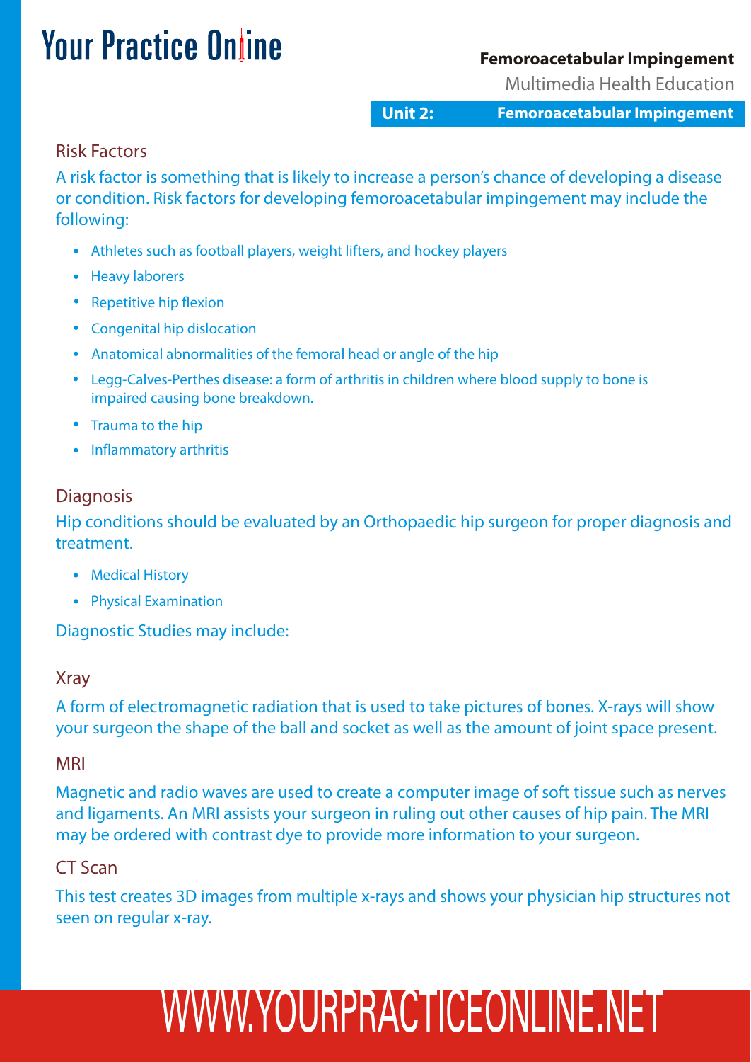## Risk Factors

A risk factor is something that is likely to increase a person's chance of developing a disease or condition. Risk factors for developing femoroacetabular impingement may include the following:

- Athletes such as football players, weight lifters, and hockey players
- Heavy laborers
- Repetitive hip flexion
- Congenital hip dislocation
- Anatomical abnormalities of the femoral head or angle of the hip
- Legg-Calves-Perthes disease: a form of arthritis in children where blood supply to bone is impaired causing bone breakdown.
- Trauma to the hip
- Inflammatory arthritis

## Diagnosis

Hip conditions should be evaluated by an Orthopaedic hip surgeon for proper diagnosis and treatment.

- Medical History
- Physical Examination

Diagnostic Studies may include:

### Xray

A form of electromagnetic radiation that is used to take pictures of bones. X-rays will show your surgeon the shape of the ball and socket as well as the amount of joint space present.

### MRI

Magnetic and radio waves are used to create a computer image of soft tissue such as nerves and ligaments. An MRI assists your surgeon in ruling out other causes of hip pain. The MRI may be ordered with contrast dye to provide more information to your surgeon.

### CT Scan

This test creates 3D images from multiple x-rays and shows your physician hip structures not seen on regular x-ray.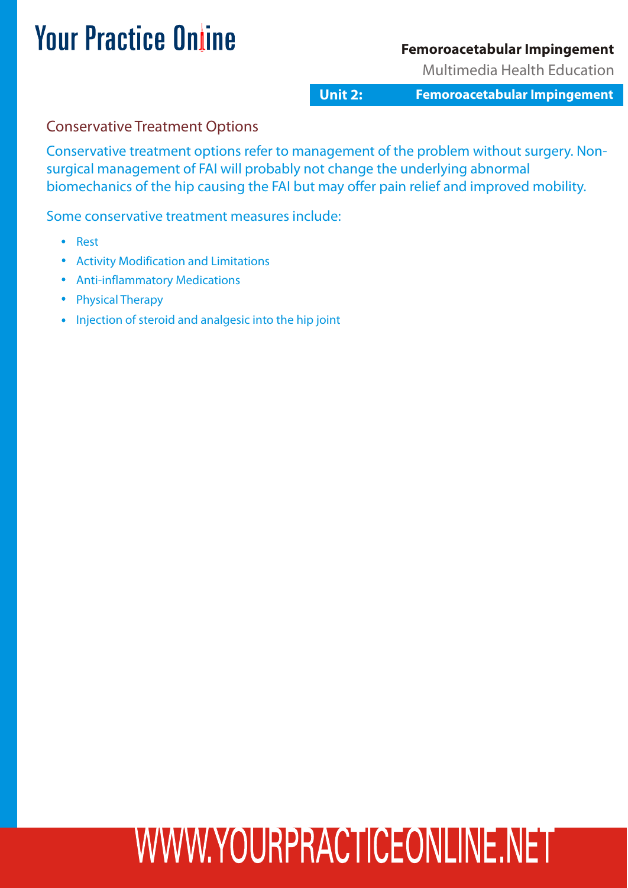## Conservative Treatment Options

Conservative treatment options refer to management of the problem without surgery. Non-surgical management of FAI will probably not change the underlying abnormal biomechanics of the hip causing the FAI but may offer pain relief and improved mobility.

Some conservative treatment measures include:

- Rest
- Activity Modification and Limitations
- Anti-inflammatory Medications
- Physical Therapy
- Injection of steroid and analgesic into the hip joint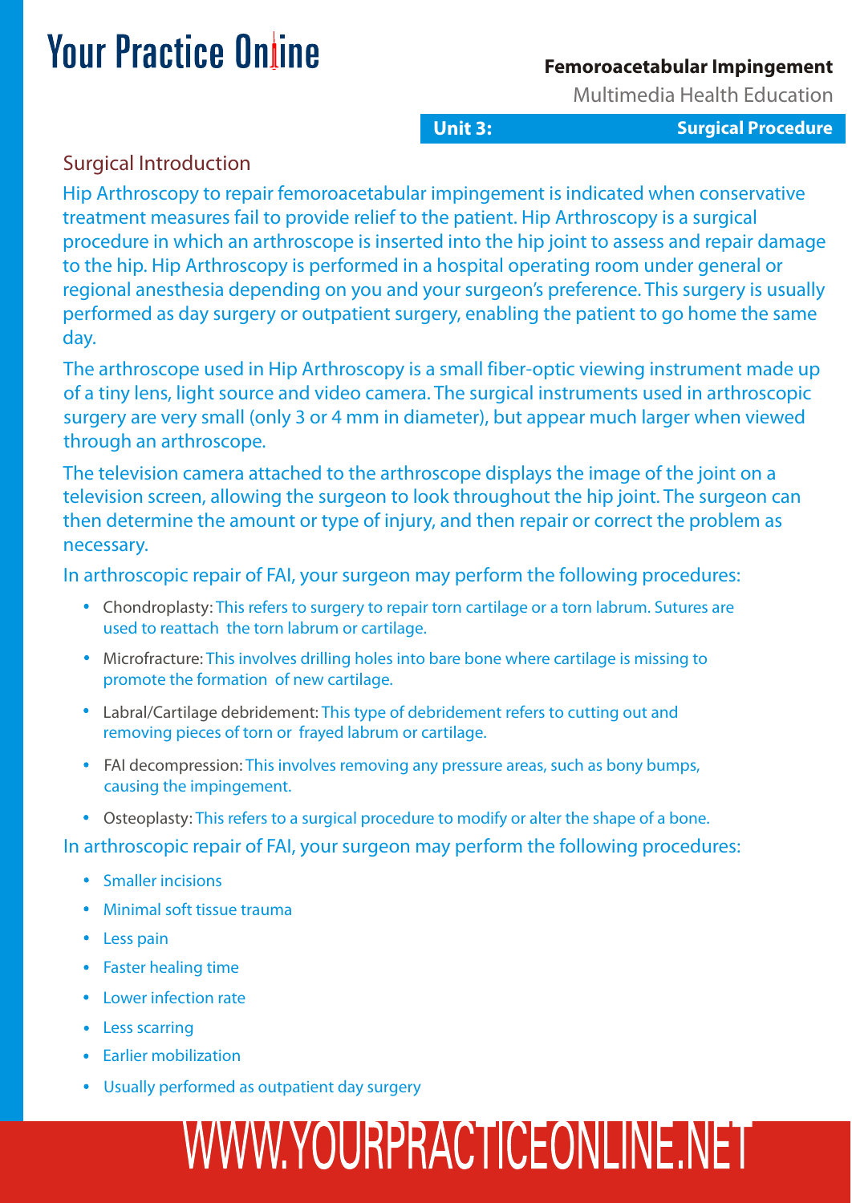## Surgical Introduction

Hip Arthroscopy to repair femoroacetabular impingement is indicated when conservative treatment measures fail to provide relief to the patient. Hip Arthroscopy is a surgical procedure in which an arthroscope is inserted into the hip joint to assess and repair damage to the hip. Hip Arthroscopy is performed in a hospital operating room under general or regional anesthesia depending on you and your surgeon's preference. This surgery is usually performed as day surgery or outpatient surgery, enabling the patient to go home the same day.

The arthroscope used in Hip Arthroscopy is a small fiber-optic viewing instrument made up of a tiny lens, light source and video camera. The surgical instruments used in arthroscopic surgery are very small (only 3 or 4 mm in diameter), but appear much larger when viewed through an arthroscope.

The television camera attached to the arthroscope displays the image of the joint on a television screen, allowing the surgeon to look throughout the hip joint. The surgeon can then determine the amount or type of injury, and then repair or correct the problem as necessary.

In arthroscopic repair of FAI, your surgeon may perform the following procedures:

- Chondroplasty: This refers to surgery to repair torn cartilage or a torn labrum. Sutures are used to reattach the torn labrum or cartilage.
- Microfracture: This involves drilling holes into bare bone where cartilage is missing to promote the formation of new cartilage.
- Labral/Cartilage debridement: This type of debridement refers to cutting out and removing pieces of torn or frayed labrum or cartilage.
- FAI decompression: This involves removing any pressure areas, such as bony bumps, causing the impingement.
- Osteoplasty: This refers to a surgical procedure to modify or alter the shape of a bone.

In arthroscopic repair of FAI, your surgeon may perform the following procedures:

- Smaller incisions
- Minimal soft tissue trauma
- Less pain
- Faster healing time
- Lower infection rate
- Less scarring
- Earlier mobilization
- Usually performed as outpatient day surgery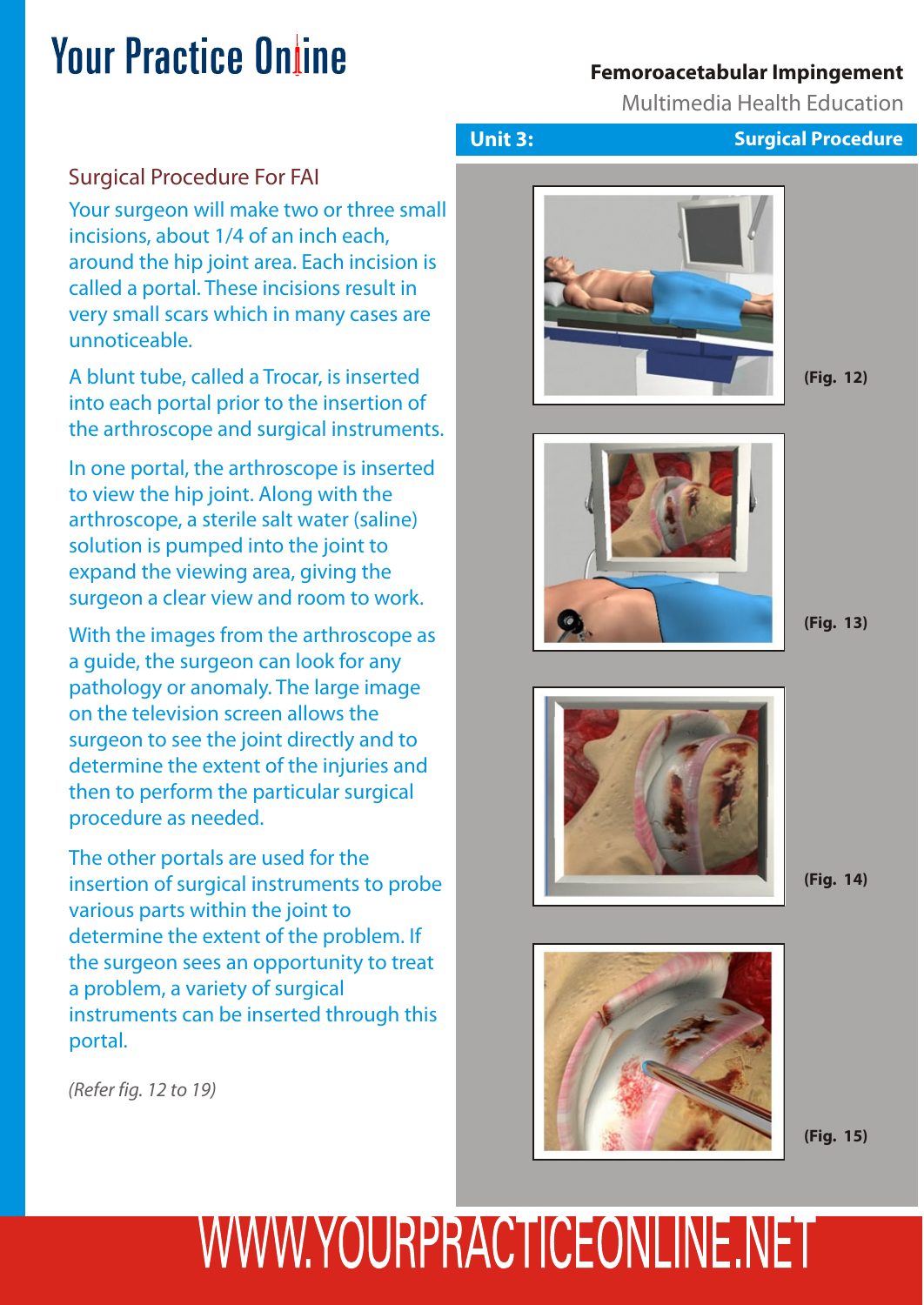## Unit 3: Surgical Procedure

### Surgical Procedure For FAI

Your surgeon will make two or three small incisions, about 1/4 of an inch each, around the hip joint area. Each incision is called a portal. These incisions result in very small scars which in many cases are unnoticeable.

A blunt tube, called a Trocar, is inserted into each portal prior to the insertion of the arthroscope and surgical instruments.

In one portal, the arthroscope is inserted to view the hip joint. Along with the arthroscope, a sterile salt water (saline) solution is pumped into the joint to expand the viewing area, giving the surgeon a clear view and room to work.

With the images from the arthroscope as a guide, the surgeon can look for any pathology or anomaly. The large image on the television screen allows the surgeon to see the joint directly and to determine the extent of the injuries and then to perform the particular surgical procedure as needed.

The other portals are used for the insertion of surgical instruments to probe various parts within the joint to determine the extent of the problem. If the surgeon sees an opportunity to treat a problem, a variety of surgical instruments can be inserted through this portal.

*(Refer fig. 12 to 19)*

**(Fig. 12)**

**(Fig. 13)**

**(Fig. 14)**

**(Fig. 15)**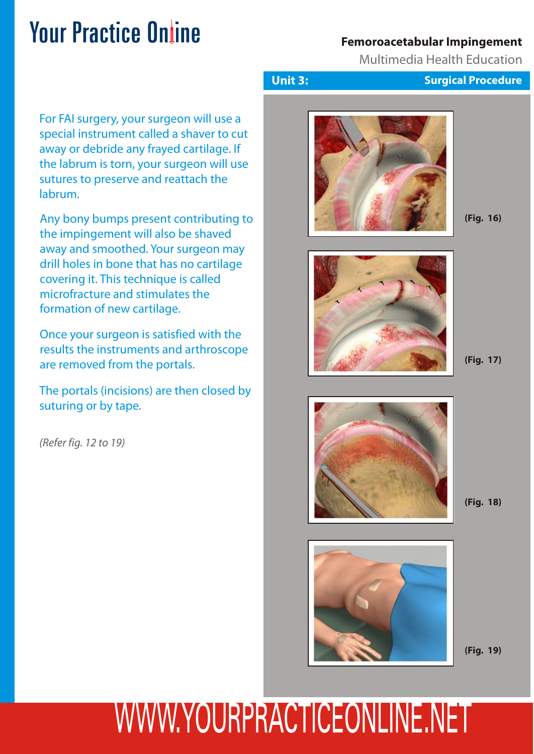## Unit 3: Surgical Procedure

For FAI surgery, your surgeon will use a special instrument called a shaver to cut away or debride any frayed cartilage. If the labrum is torn, your surgeon will use sutures to preserve and reattach the labrum.

Any bony bumps present contributing to the impingement will also be shaved away and smoothed. Your surgeon may drill holes in bone that has no cartilage covering it. This technique is called microfracture and stimulates the formation of new cartilage.

Once your surgeon is satisfied with the results the instruments and arthroscope are removed from the portals.

The portals (incisions) are then closed by suturing or by tape.

*(Refer fig. 12 to 19)*

**(Fig. 16)**

**(Fig. 17)**

**(Fig. 18)**

**(Fig. 19)**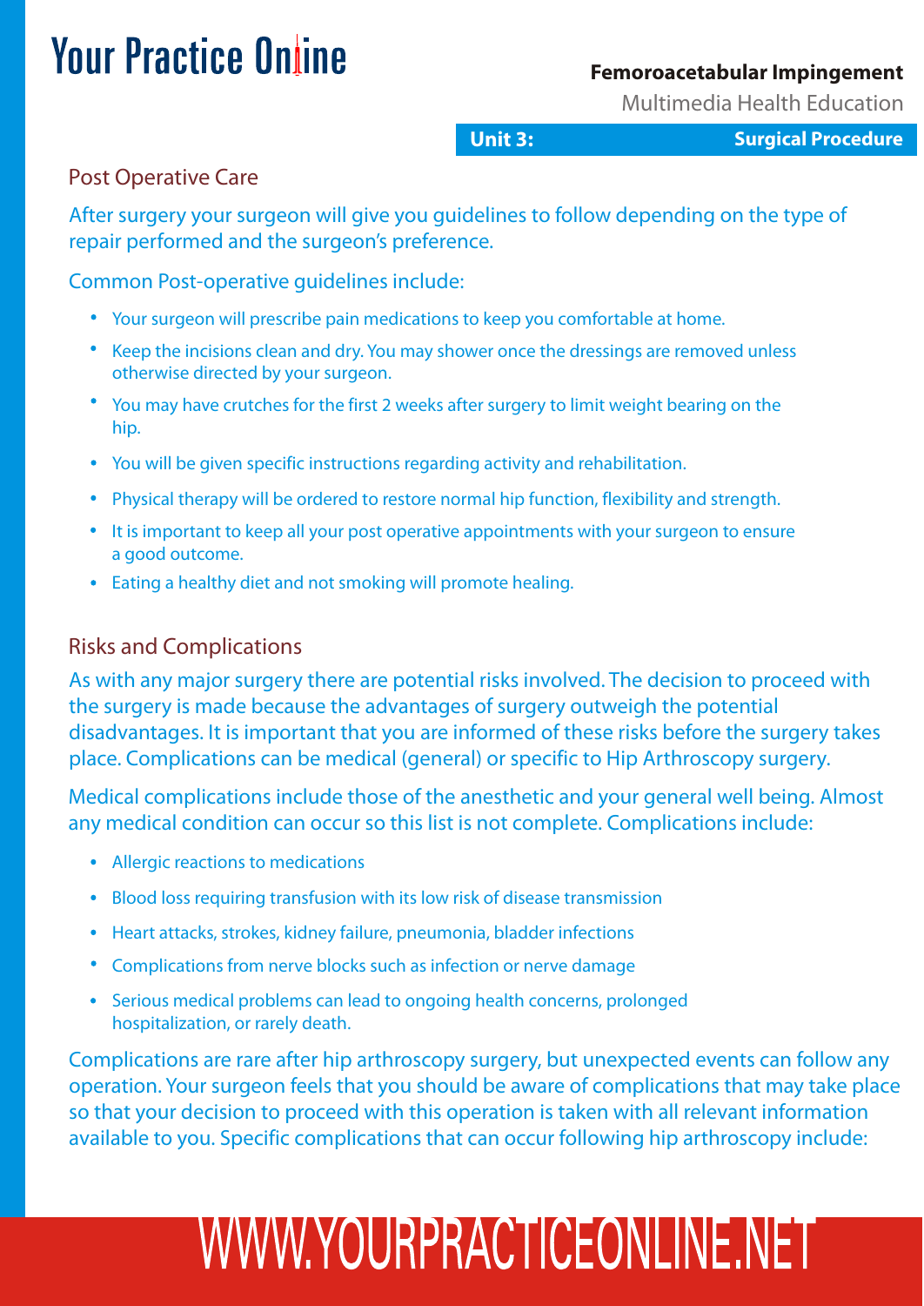## Post Operative Care

After surgery your surgeon will give you guidelines to follow depending on the type of repair performed and the surgeon's preference.

Common Post-operative guidelines include:

- Your surgeon will prescribe pain medications to keep you comfortable at home.
- Keep the incisions clean and dry. You may shower once the dressings are removed unless otherwise directed by your surgeon.
- You may have crutches for the first 2 weeks after surgery to limit weight bearing on the hip.
- You will be given specific instructions regarding activity and rehabilitation.
- Physical therapy will be ordered to restore normal hip function, flexibility and strength.
- It is important to keep all your post operative appointments with your surgeon to ensure a good outcome.
- Eating a healthy diet and not smoking will promote healing.

## Risks and Complications

As with any major surgery there are potential risks involved. The decision to proceed with the surgery is made because the advantages of surgery outweigh the potential disadvantages. It is important that you are informed of these risks before the surgery takes place. Complications can be medical (general) or specific to Hip Arthroscopy surgery.

Medical complications include those of the anesthetic and your general well being. Almost any medical condition can occur so this list is not complete. Complications include:

- Allergic reactions to medications
- Blood loss requiring transfusion with its low risk of disease transmission
- Heart attacks, strokes, kidney failure, pneumonia, bladder infections
- Complications from nerve blocks such as infection or nerve damage
- Serious medical problems can lead to ongoing health concerns, prolonged hospitalization, or rarely death.

Complications are rare after hip arthroscopy surgery, but unexpected events can follow any operation. Your surgeon feels that you should be aware of complications that may take place so that your decision to proceed with this operation is taken with all relevant information available to you. Specific complications that can occur following hip arthroscopy include: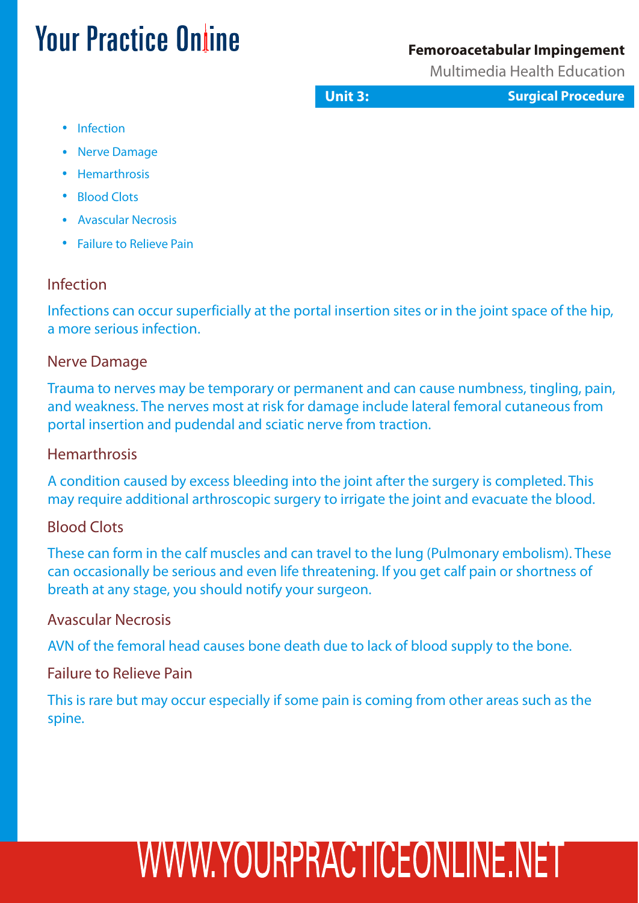- Infection
- Nerve Damage
- Hemarthrosis
- Blood Clots
- Avascular Necrosis
- Failure to Relieve Pain

### Infection

Infections can occur superficially at the portal insertion sites or in the joint space of the hip, a more serious infection.

### Nerve Damage

Trauma to nerves may be temporary or permanent and can cause numbness, tingling, pain, and weakness. The nerves most at risk for damage include lateral femoral cutaneous from portal insertion and pudendal and sciatic nerve from traction.

### Hemarthrosis

A condition caused by excess bleeding into the joint after the surgery is completed. This may require additional arthroscopic surgery to irrigate the joint and evacuate the blood.

### Blood Clots

These can form in the calf muscles and can travel to the lung (Pulmonary embolism). These can occasionally be serious and even life threatening. If you get calf pain or shortness of breath at any stage, you should notify your surgeon.

### Avascular Necrosis

AVN of the femoral head causes bone death due to lack of blood supply to the bone.

### Failure to Relieve Pain

This is rare but may occur especially if some pain is coming from other areas such as the spine.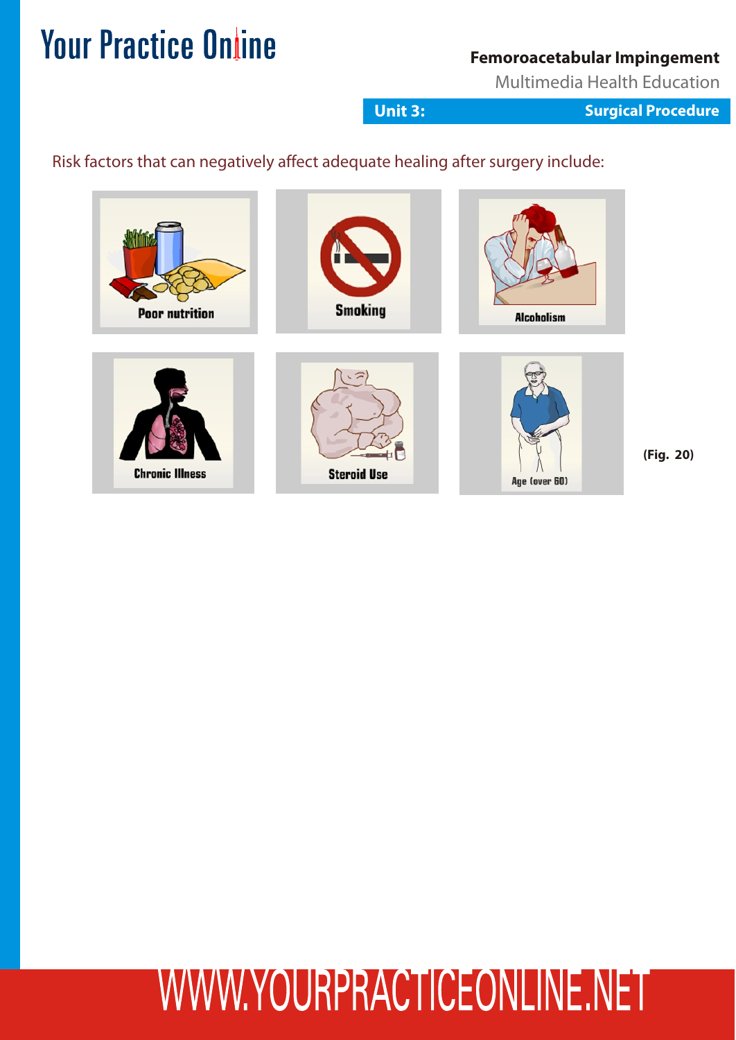Risk factors that can negatively affect adequate healing after surgery include:

- Poor nutrition
- Smoking
- Alcoholism
- Chronic Illness
- Steroid Use
- Age (over 60)

(Fig. 20)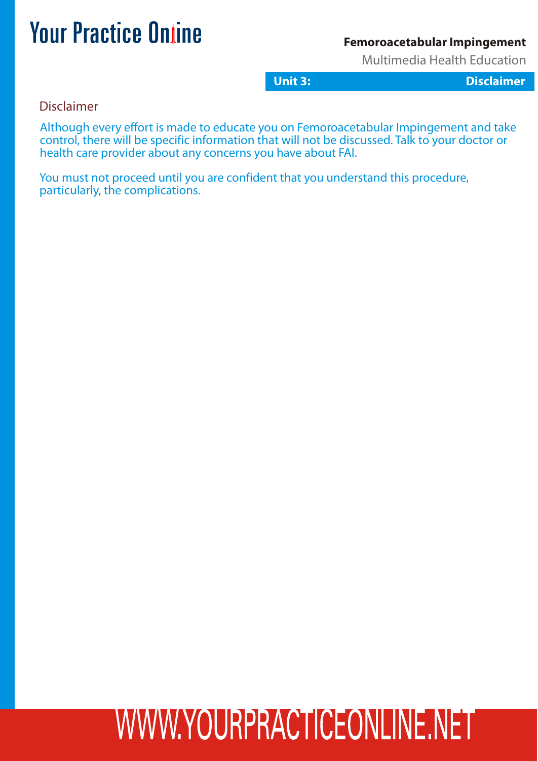## Disclaimer

Although every effort is made to educate you on Femoroacetabular Impingement and take control, there will be specific information that will not be discussed. Talk to your doctor or health care provider about any concerns you have about FAI.

You must not proceed until you are confident that you understand this procedure, particularly, the complications.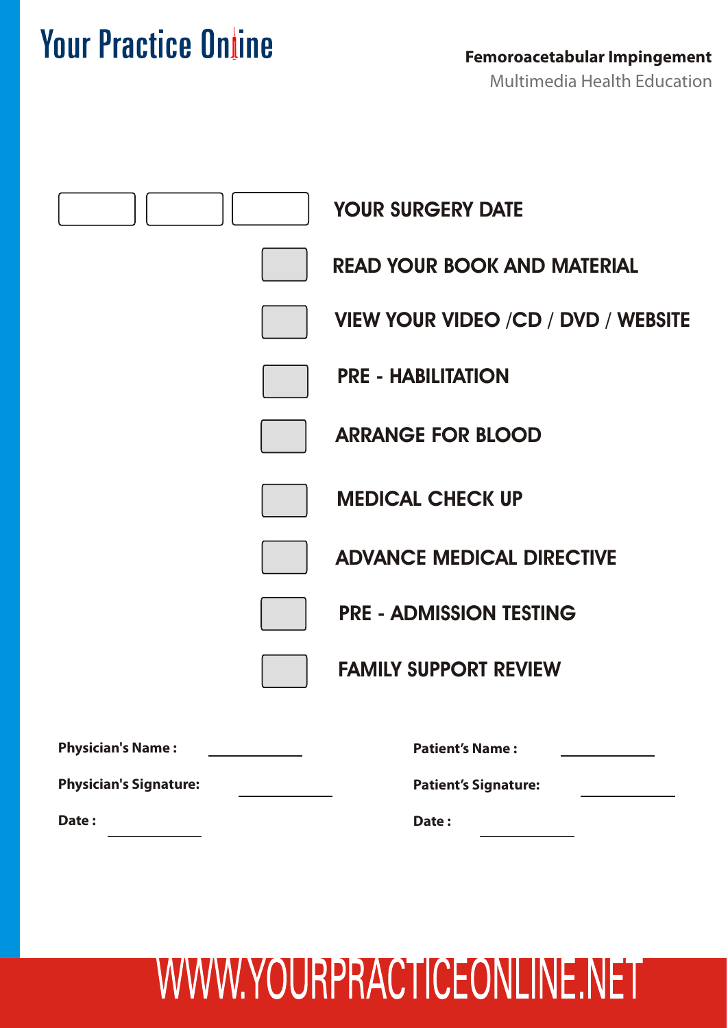YOUR SURGERY DATE

READ YOUR BOOK AND MATERIAL

VIEW YOUR VIDEO /CD / DVD / WEBSITE

PRE - HABILITATION

ARRANGE FOR BLOOD

MEDICAL CHECK UP

ADVANCE MEDICAL DIRECTIVE

PRE - ADMISSION TESTING

FAMILY SUPPORT REVIEW

**Physician's Name :** ____________

**Physician's Signature:** ____________

**Date :** ____________

**Patient's Name :** ____________

**Patient's Signature:** ____________

**Date :** ____________